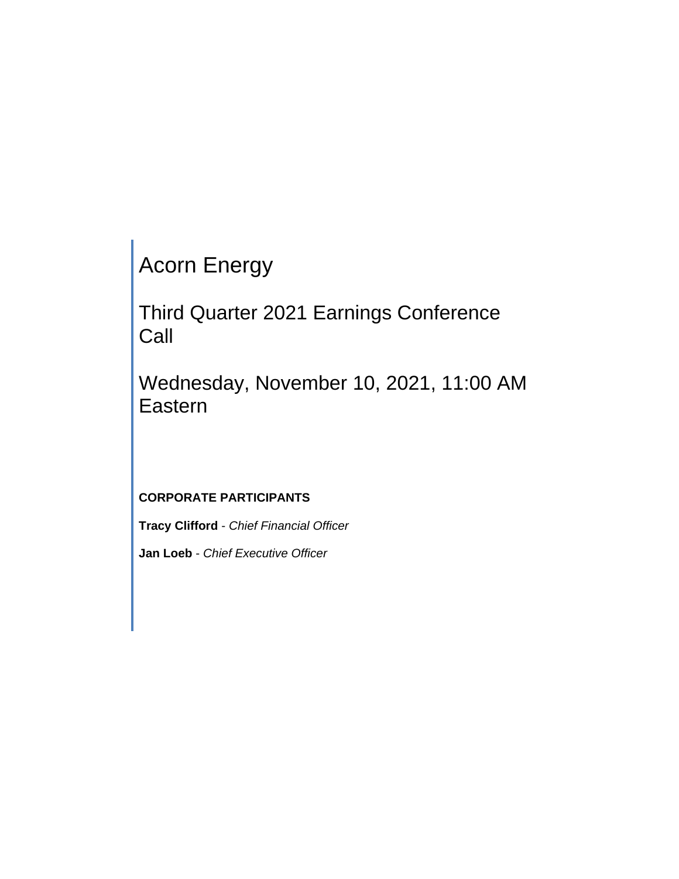# Acorn Energy

## Third Quarter 2021 Earnings Conference Call

## Wednesday, November 10, 2021, 11:00 AM Eastern

**CORPORATE PARTICIPANTS**

**Tracy Clifford** - *Chief Financial Officer*

**Jan Loeb** - *Chief Executive Officer*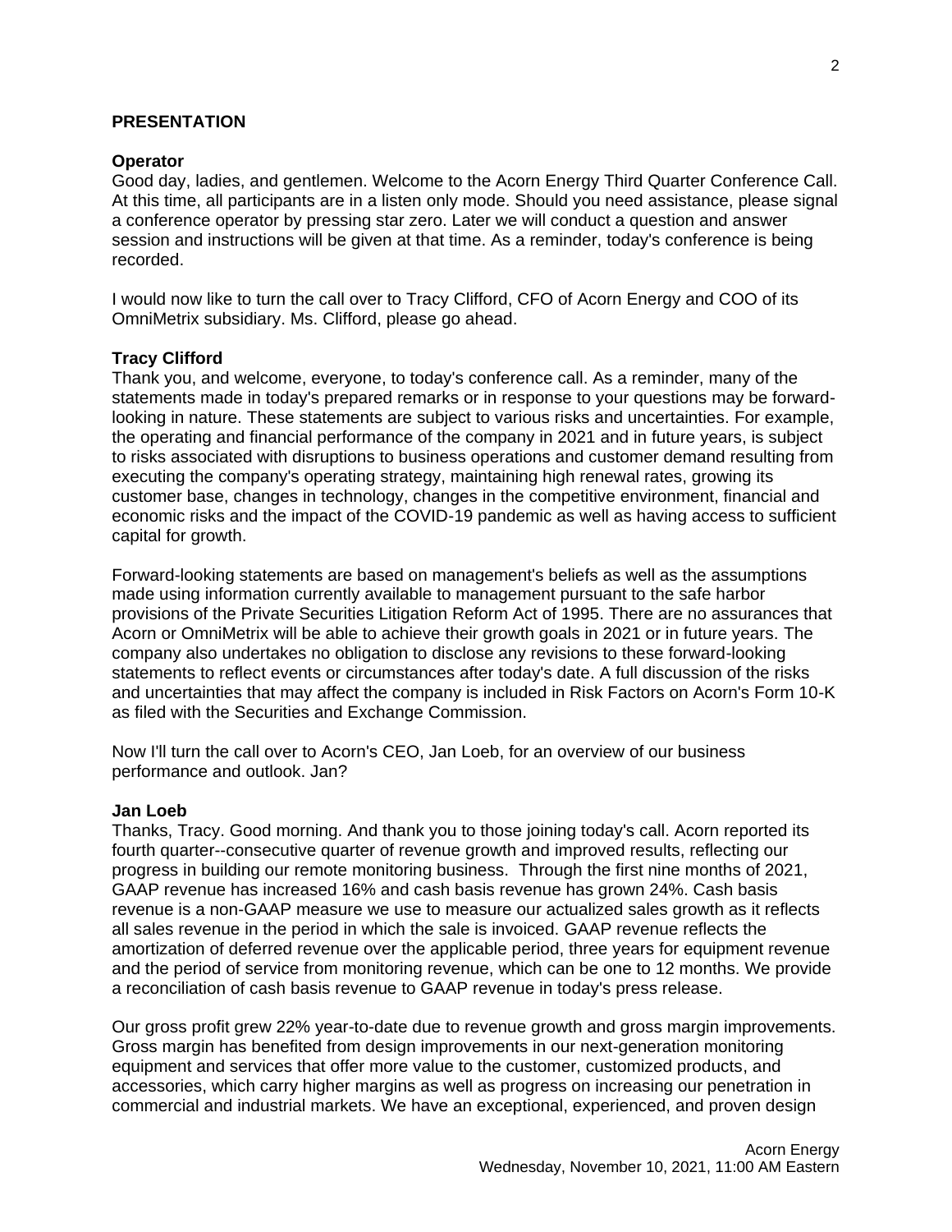## PRESENTATION

**Operator**
Good day, ladies, and gentlemen. Welcome to the Acorn Energy Third Quarter Conference Call. At this time, all participants are in a listen only mode. Should you need assistance, please signal a conference operator by pressing star zero. Later we will conduct a question and answer session and instructions will be given at that time. As a reminder, today's conference is being recorded.

I would now like to turn the call over to Tracy Clifford, CFO of Acorn Energy and COO of its OmniMetrix subsidiary. Ms. Clifford, please go ahead.

**Tracy Clifford**
Thank you, and welcome, everyone, to today's conference call. As a reminder, many of the statements made in today's prepared remarks or in response to your questions may be forward-looking in nature. These statements are subject to various risks and uncertainties. For example, the operating and financial performance of the company in 2021 and in future years, is subject to risks associated with disruptions to business operations and customer demand resulting from executing the company's operating strategy, maintaining high renewal rates, growing its customer base, changes in technology, changes in the competitive environment, financial and economic risks and the impact of the COVID-19 pandemic as well as having access to sufficient capital for growth.

Forward-looking statements are based on management's beliefs as well as the assumptions made using information currently available to management pursuant to the safe harbor provisions of the Private Securities Litigation Reform Act of 1995. There are no assurances that Acorn or OmniMetrix will be able to achieve their growth goals in 2021 or in future years. The company also undertakes no obligation to disclose any revisions to these forward-looking statements to reflect events or circumstances after today's date. A full discussion of the risks and uncertainties that may affect the company is included in Risk Factors on Acorn's Form 10-K as filed with the Securities and Exchange Commission.

Now I'll turn the call over to Acorn's CEO, Jan Loeb, for an overview of our business performance and outlook. Jan?

**Jan Loeb**
Thanks, Tracy. Good morning. And thank you to those joining today's call. Acorn reported its fourth quarter--consecutive quarter of revenue growth and improved results, reflecting our progress in building our remote monitoring business. Through the first nine months of 2021, GAAP revenue has increased 16% and cash basis revenue has grown 24%. Cash basis revenue is a non-GAAP measure we use to measure our actualized sales growth as it reflects all sales revenue in the period in which the sale is invoiced. GAAP revenue reflects the amortization of deferred revenue over the applicable period, three years for equipment revenue and the period of service from monitoring revenue, which can be one to 12 months. We provide a reconciliation of cash basis revenue to GAAP revenue in today's press release.

Our gross profit grew 22% year-to-date due to revenue growth and gross margin improvements. Gross margin has benefited from design improvements in our next-generation monitoring equipment and services that offer more value to the customer, customized products, and accessories, which carry higher margins as well as progress on increasing our penetration in commercial and industrial markets. We have an exceptional, experienced, and proven design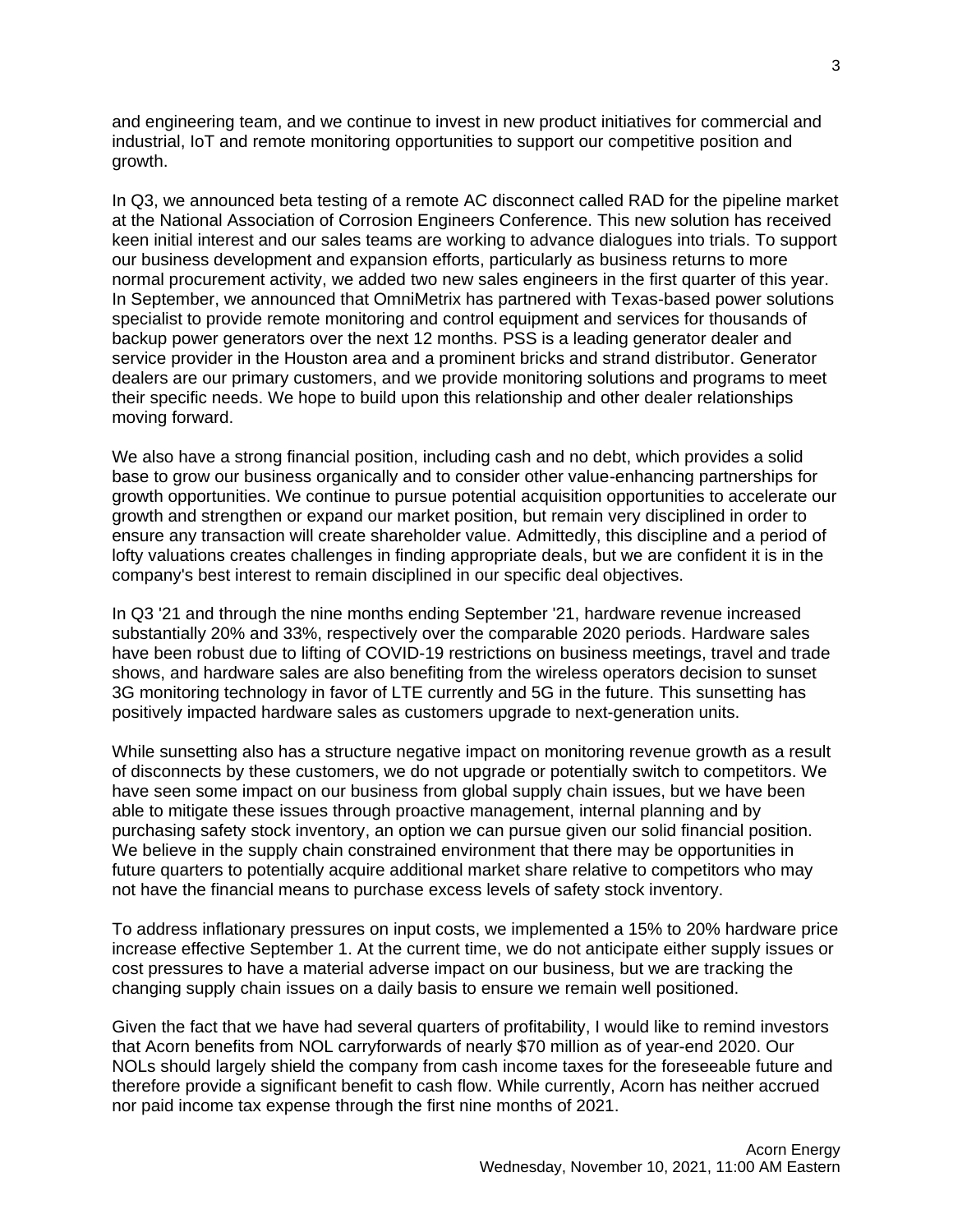and engineering team, and we continue to invest in new product initiatives for commercial and industrial, IoT and remote monitoring opportunities to support our competitive position and growth.

In Q3, we announced beta testing of a remote AC disconnect called RAD for the pipeline market at the National Association of Corrosion Engineers Conference. This new solution has received keen initial interest and our sales teams are working to advance dialogues into trials. To support our business development and expansion efforts, particularly as business returns to more normal procurement activity, we added two new sales engineers in the first quarter of this year. In September, we announced that OmniMetrix has partnered with Texas-based power solutions specialist to provide remote monitoring and control equipment and services for thousands of backup power generators over the next 12 months. PSS is a leading generator dealer and service provider in the Houston area and a prominent bricks and strand distributor. Generator dealers are our primary customers, and we provide monitoring solutions and programs to meet their specific needs. We hope to build upon this relationship and other dealer relationships moving forward.

We also have a strong financial position, including cash and no debt, which provides a solid base to grow our business organically and to consider other value-enhancing partnerships for growth opportunities. We continue to pursue potential acquisition opportunities to accelerate our growth and strengthen or expand our market position, but remain very disciplined in order to ensure any transaction will create shareholder value. Admittedly, this discipline and a period of lofty valuations creates challenges in finding appropriate deals, but we are confident it is in the company's best interest to remain disciplined in our specific deal objectives.

In Q3 '21 and through the nine months ending September '21, hardware revenue increased substantially 20% and 33%, respectively over the comparable 2020 periods. Hardware sales have been robust due to lifting of COVID-19 restrictions on business meetings, travel and trade shows, and hardware sales are also benefiting from the wireless operators decision to sunset 3G monitoring technology in favor of LTE currently and 5G in the future. This sunsetting has positively impacted hardware sales as customers upgrade to next-generation units.

While sunsetting also has a structure negative impact on monitoring revenue growth as a result of disconnects by these customers, we do not upgrade or potentially switch to competitors. We have seen some impact on our business from global supply chain issues, but we have been able to mitigate these issues through proactive management, internal planning and by purchasing safety stock inventory, an option we can pursue given our solid financial position. We believe in the supply chain constrained environment that there may be opportunities in future quarters to potentially acquire additional market share relative to competitors who may not have the financial means to purchase excess levels of safety stock inventory.

To address inflationary pressures on input costs, we implemented a 15% to 20% hardware price increase effective September 1. At the current time, we do not anticipate either supply issues or cost pressures to have a material adverse impact on our business, but we are tracking the changing supply chain issues on a daily basis to ensure we remain well positioned.

Given the fact that we have had several quarters of profitability, I would like to remind investors that Acorn benefits from NOL carryforwards of nearly $70 million as of year-end 2020. Our NOLs should largely shield the company from cash income taxes for the foreseeable future and therefore provide a significant benefit to cash flow. While currently, Acorn has neither accrued nor paid income tax expense through the first nine months of 2021.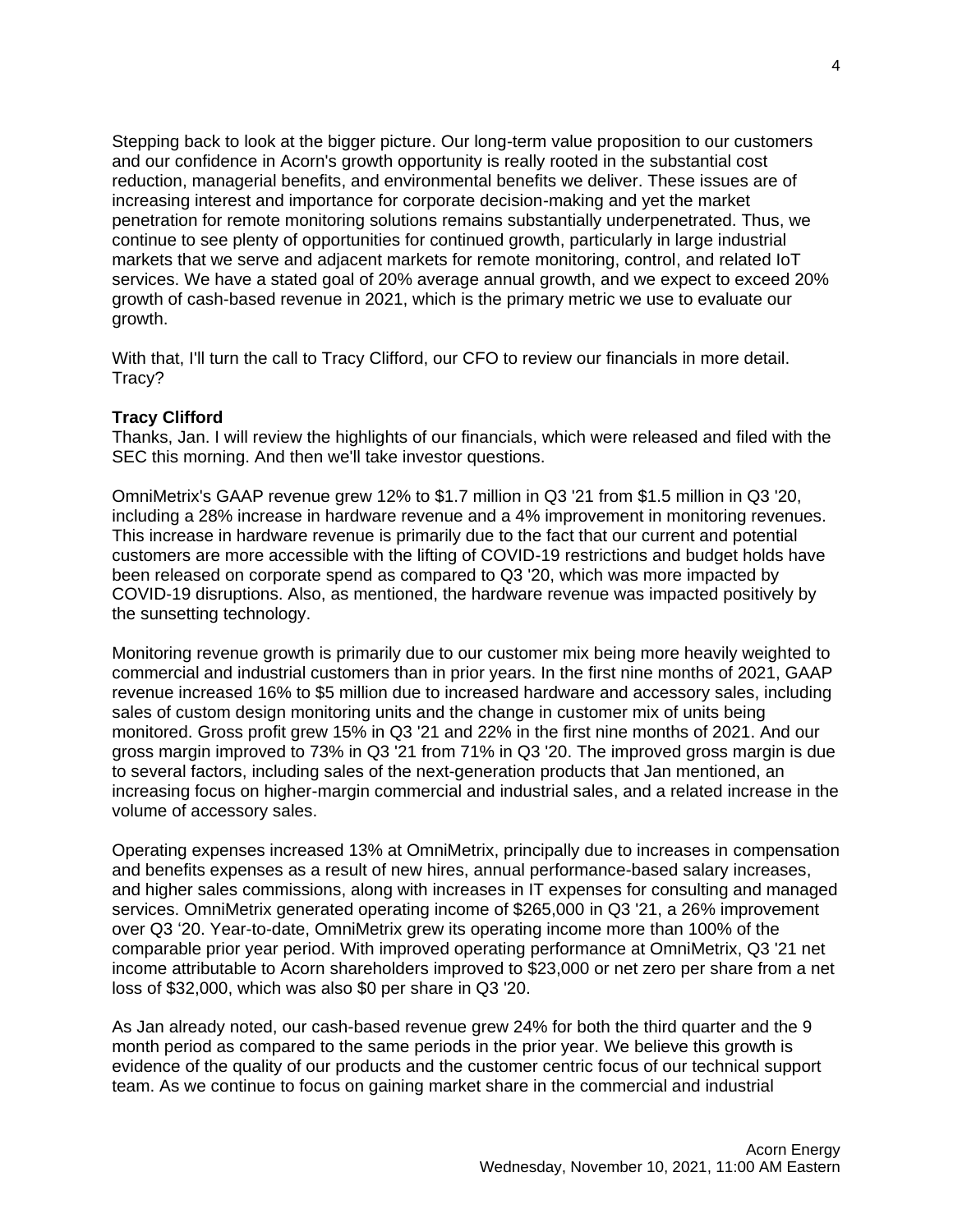Stepping back to look at the bigger picture. Our long-term value proposition to our customers and our confidence in Acorn's growth opportunity is really rooted in the substantial cost reduction, managerial benefits, and environmental benefits we deliver. These issues are of increasing interest and importance for corporate decision-making and yet the market penetration for remote monitoring solutions remains substantially underpenetrated. Thus, we continue to see plenty of opportunities for continued growth, particularly in large industrial markets that we serve and adjacent markets for remote monitoring, control, and related IoT services. We have a stated goal of 20% average annual growth, and we expect to exceed 20% growth of cash-based revenue in 2021, which is the primary metric we use to evaluate our growth.

With that, I'll turn the call to Tracy Clifford, our CFO to review our financials in more detail. Tracy?

**Tracy Clifford**
Thanks, Jan. I will review the highlights of our financials, which were released and filed with the SEC this morning. And then we'll take investor questions.

OmniMetrix's GAAP revenue grew 12% to $1.7 million in Q3 '21 from $1.5 million in Q3 '20, including a 28% increase in hardware revenue and a 4% improvement in monitoring revenues. This increase in hardware revenue is primarily due to the fact that our current and potential customers are more accessible with the lifting of COVID-19 restrictions and budget holds have been released on corporate spend as compared to Q3 '20, which was more impacted by COVID-19 disruptions. Also, as mentioned, the hardware revenue was impacted positively by the sunsetting technology.

Monitoring revenue growth is primarily due to our customer mix being more heavily weighted to commercial and industrial customers than in prior years. In the first nine months of 2021, GAAP revenue increased 16% to $5 million due to increased hardware and accessory sales, including sales of custom design monitoring units and the change in customer mix of units being monitored. Gross profit grew 15% in Q3 '21 and 22% in the first nine months of 2021. And our gross margin improved to 73% in Q3 '21 from 71% in Q3 '20. The improved gross margin is due to several factors, including sales of the next-generation products that Jan mentioned, an increasing focus on higher-margin commercial and industrial sales, and a related increase in the volume of accessory sales.

Operating expenses increased 13% at OmniMetrix, principally due to increases in compensation and benefits expenses as a result of new hires, annual performance-based salary increases, and higher sales commissions, along with increases in IT expenses for consulting and managed services. OmniMetrix generated operating income of $265,000 in Q3 '21, a 26% improvement over Q3 '20. Year-to-date, OmniMetrix grew its operating income more than 100% of the comparable prior year period. With improved operating performance at OmniMetrix, Q3 '21 net income attributable to Acorn shareholders improved to $23,000 or net zero per share from a net loss of $32,000, which was also $0 per share in Q3 '20.

As Jan already noted, our cash-based revenue grew 24% for both the third quarter and the 9 month period as compared to the same periods in the prior year. We believe this growth is evidence of the quality of our products and the customer centric focus of our technical support team. As we continue to focus on gaining market share in the commercial and industrial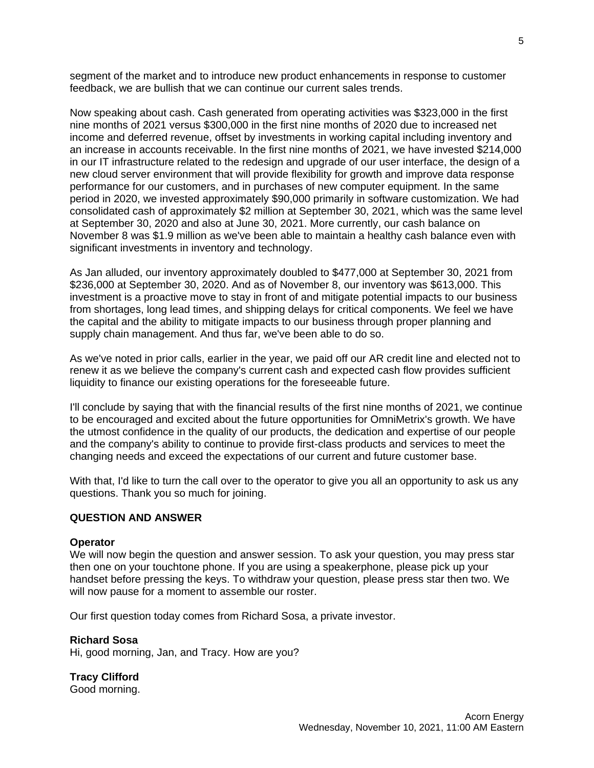segment of the market and to introduce new product enhancements in response to customer feedback, we are bullish that we can continue our current sales trends.

Now speaking about cash. Cash generated from operating activities was $323,000 in the first nine months of 2021 versus $300,000 in the first nine months of 2020 due to increased net income and deferred revenue, offset by investments in working capital including inventory and an increase in accounts receivable. In the first nine months of 2021, we have invested $214,000 in our IT infrastructure related to the redesign and upgrade of our user interface, the design of a new cloud server environment that will provide flexibility for growth and improve data response performance for our customers, and in purchases of new computer equipment. In the same period in 2020, we invested approximately $90,000 primarily in software customization. We had consolidated cash of approximately $2 million at September 30, 2021, which was the same level at September 30, 2020 and also at June 30, 2021. More currently, our cash balance on November 8 was $1.9 million as we've been able to maintain a healthy cash balance even with significant investments in inventory and technology.

As Jan alluded, our inventory approximately doubled to $477,000 at September 30, 2021 from $236,000 at September 30, 2020. And as of November 8, our inventory was $613,000. This investment is a proactive move to stay in front of and mitigate potential impacts to our business from shortages, long lead times, and shipping delays for critical components. We feel we have the capital and the ability to mitigate impacts to our business through proper planning and supply chain management. And thus far, we've been able to do so.

As we've noted in prior calls, earlier in the year, we paid off our AR credit line and elected not to renew it as we believe the company's current cash and expected cash flow provides sufficient liquidity to finance our existing operations for the foreseeable future.

I'll conclude by saying that with the financial results of the first nine months of 2021, we continue to be encouraged and excited about the future opportunities for OmniMetrix's growth. We have the utmost confidence in the quality of our products, the dedication and expertise of our people and the company's ability to continue to provide first-class products and services to meet the changing needs and exceed the expectations of our current and future customer base.

With that, I'd like to turn the call over to the operator to give you all an opportunity to ask us any questions. Thank you so much for joining.

**QUESTION AND ANSWER**

**Operator**
We will now begin the question and answer session. To ask your question, you may press star then one on your touchtone phone. If you are using a speakerphone, please pick up your handset before pressing the keys. To withdraw your question, please press star then two. We will now pause for a moment to assemble our roster.

Our first question today comes from Richard Sosa, a private investor.

**Richard Sosa**
Hi, good morning, Jan, and Tracy. How are you?

**Tracy Clifford**
Good morning.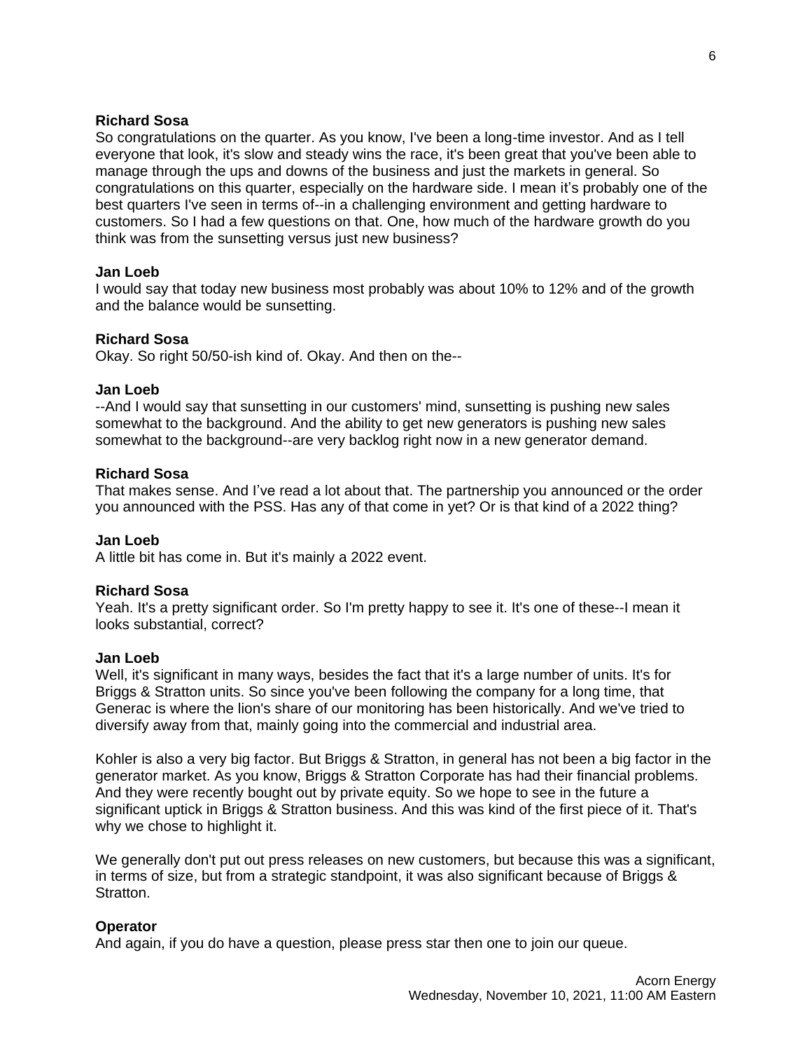**Richard Sosa**
So congratulations on the quarter. As you know, I've been a long-time investor. And as I tell everyone that look, it's slow and steady wins the race, it's been great that you've been able to manage through the ups and downs of the business and just the markets in general. So congratulations on this quarter, especially on the hardware side. I mean it's probably one of the best quarters I've seen in terms of--in a challenging environment and getting hardware to customers. So I had a few questions on that. One, how much of the hardware growth do you think was from the sunsetting versus just new business?

**Jan Loeb**
I would say that today new business most probably was about 10% to 12% and of the growth and the balance would be sunsetting.

**Richard Sosa**
Okay. So right 50/50-ish kind of. Okay. And then on the--

**Jan Loeb**
--And I would say that sunsetting in our customers' mind, sunsetting is pushing new sales somewhat to the background. And the ability to get new generators is pushing new sales somewhat to the background--are very backlog right now in a new generator demand.

**Richard Sosa**
That makes sense. And I've read a lot about that. The partnership you announced or the order you announced with the PSS. Has any of that come in yet? Or is that kind of a 2022 thing?

**Jan Loeb**
A little bit has come in. But it's mainly a 2022 event.

**Richard Sosa**
Yeah. It's a pretty significant order. So I'm pretty happy to see it. It's one of these--I mean it looks substantial, correct?

**Jan Loeb**
Well, it's significant in many ways, besides the fact that it's a large number of units. It's for Briggs & Stratton units. So since you've been following the company for a long time, that Generac is where the lion's share of our monitoring has been historically. And we've tried to diversify away from that, mainly going into the commercial and industrial area.

Kohler is also a very big factor. But Briggs & Stratton, in general has not been a big factor in the generator market. As you know, Briggs & Stratton Corporate has had their financial problems. And they were recently bought out by private equity. So we hope to see in the future a significant uptick in Briggs & Stratton business. And this was kind of the first piece of it. That's why we chose to highlight it.

We generally don't put out press releases on new customers, but because this was a significant, in terms of size, but from a strategic standpoint, it was also significant because of Briggs & Stratton.

**Operator**
And again, if you do have a question, please press star then one to join our queue.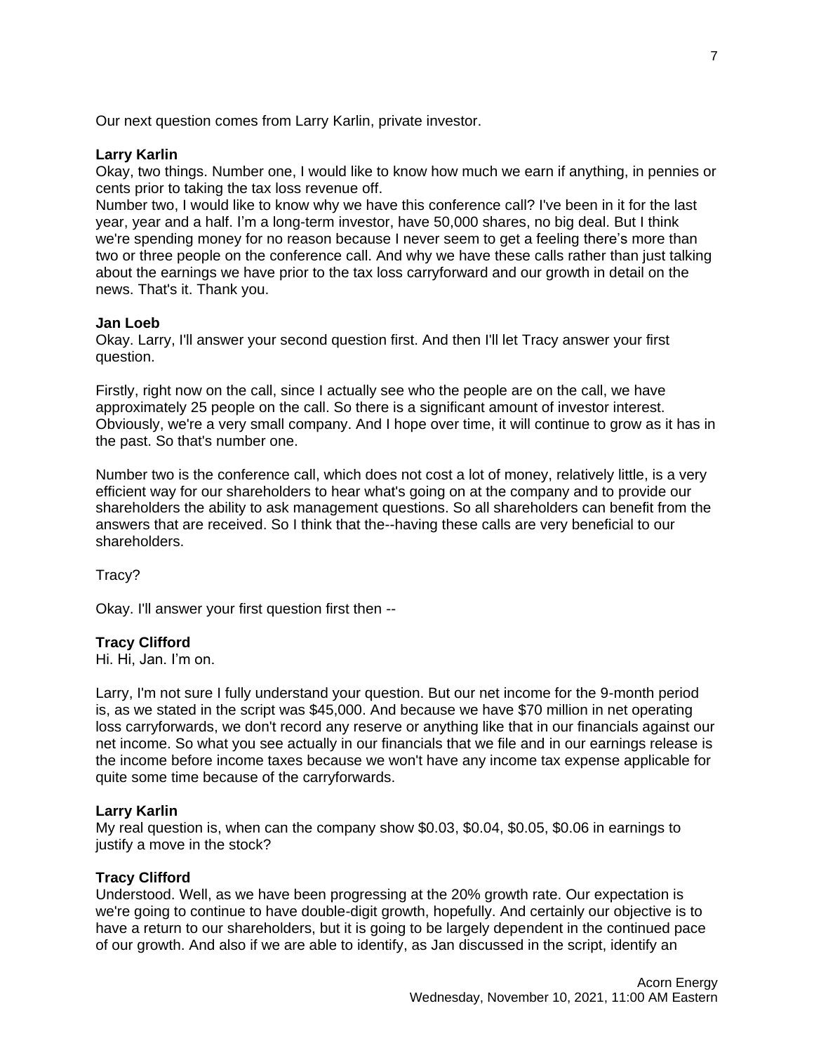Our next question comes from Larry Karlin, private investor.

**Larry Karlin**
Okay, two things. Number one, I would like to know how much we earn if anything, in pennies or cents prior to taking the tax loss revenue off.
Number two, I would like to know why we have this conference call? I've been in it for the last year, year and a half. I'm a long-term investor, have 50,000 shares, no big deal. But I think we're spending money for no reason because I never seem to get a feeling there's more than two or three people on the conference call. And why we have these calls rather than just talking about the earnings we have prior to the tax loss carryforward and our growth in detail on the news. That's it. Thank you.

**Jan Loeb**
Okay. Larry, I'll answer your second question first. And then I'll let Tracy answer your first question.

Firstly, right now on the call, since I actually see who the people are on the call, we have approximately 25 people on the call. So there is a significant amount of investor interest. Obviously, we're a very small company. And I hope over time, it will continue to grow as it has in the past. So that's number one.

Number two is the conference call, which does not cost a lot of money, relatively little, is a very efficient way for our shareholders to hear what's going on at the company and to provide our shareholders the ability to ask management questions. So all shareholders can benefit from the answers that are received. So I think that the--having these calls are very beneficial to our shareholders.

Tracy?

Okay. I'll answer your first question first then --

**Tracy Clifford**
Hi. Hi, Jan. I'm on.

Larry, I'm not sure I fully understand your question. But our net income for the 9-month period is, as we stated in the script was $45,000. And because we have $70 million in net operating loss carryforwards, we don't record any reserve or anything like that in our financials against our net income. So what you see actually in our financials that we file and in our earnings release is the income before income taxes because we won't have any income tax expense applicable for quite some time because of the carryforwards.

**Larry Karlin**
My real question is, when can the company show $0.03, $0.04, $0.05, $0.06 in earnings to justify a move in the stock?

**Tracy Clifford**
Understood. Well, as we have been progressing at the 20% growth rate. Our expectation is we're going to continue to have double-digit growth, hopefully. And certainly our objective is to have a return to our shareholders, but it is going to be largely dependent in the continued pace of our growth. And also if we are able to identify, as Jan discussed in the script, identify an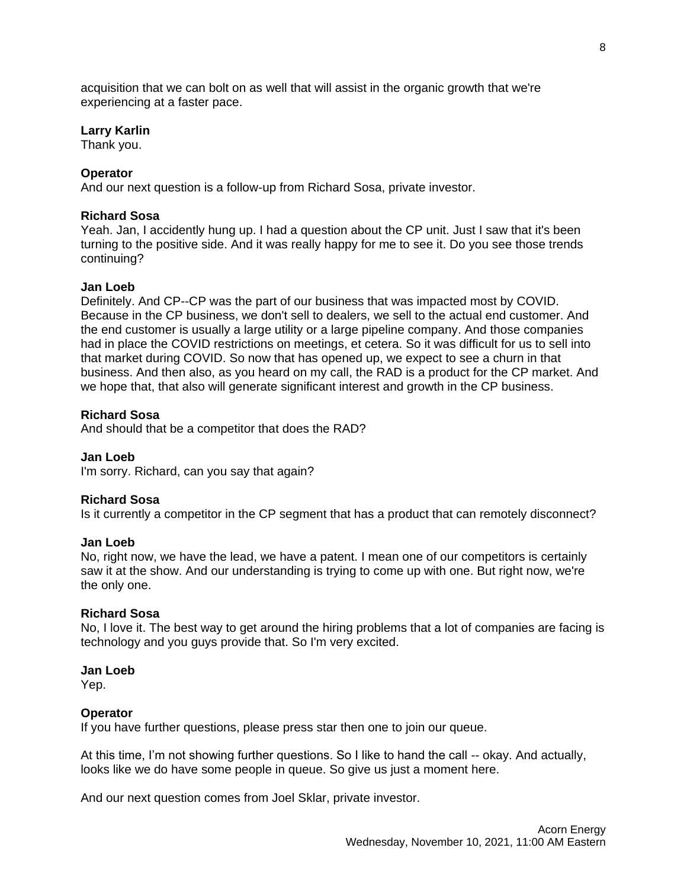acquisition that we can bolt on as well that will assist in the organic growth that we're experiencing at a faster pace.

**Larry Karlin**
Thank you.

**Operator**
And our next question is a follow-up from Richard Sosa, private investor.

**Richard Sosa**
Yeah. Jan, I accidently hung up. I had a question about the CP unit. Just I saw that it's been turning to the positive side. And it was really happy for me to see it. Do you see those trends continuing?

**Jan Loeb**
Definitely. And CP--CP was the part of our business that was impacted most by COVID. Because in the CP business, we don't sell to dealers, we sell to the actual end customer. And the end customer is usually a large utility or a large pipeline company. And those companies had in place the COVID restrictions on meetings, et cetera. So it was difficult for us to sell into that market during COVID. So now that has opened up, we expect to see a churn in that business. And then also, as you heard on my call, the RAD is a product for the CP market. And we hope that, that also will generate significant interest and growth in the CP business.

**Richard Sosa**
And should that be a competitor that does the RAD?

**Jan Loeb**
I'm sorry. Richard, can you say that again?

**Richard Sosa**
Is it currently a competitor in the CP segment that has a product that can remotely disconnect?

**Jan Loeb**
No, right now, we have the lead, we have a patent. I mean one of our competitors is certainly saw it at the show. And our understanding is trying to come up with one. But right now, we're the only one.

**Richard Sosa**
No, I love it. The best way to get around the hiring problems that a lot of companies are facing is technology and you guys provide that. So I'm very excited.

**Jan Loeb**
Yep.

**Operator**
If you have further questions, please press star then one to join our queue.

At this time, I'm not showing further questions. So I like to hand the call -- okay. And actually, looks like we do have some people in queue. So give us just a moment here.

And our next question comes from Joel Sklar, private investor.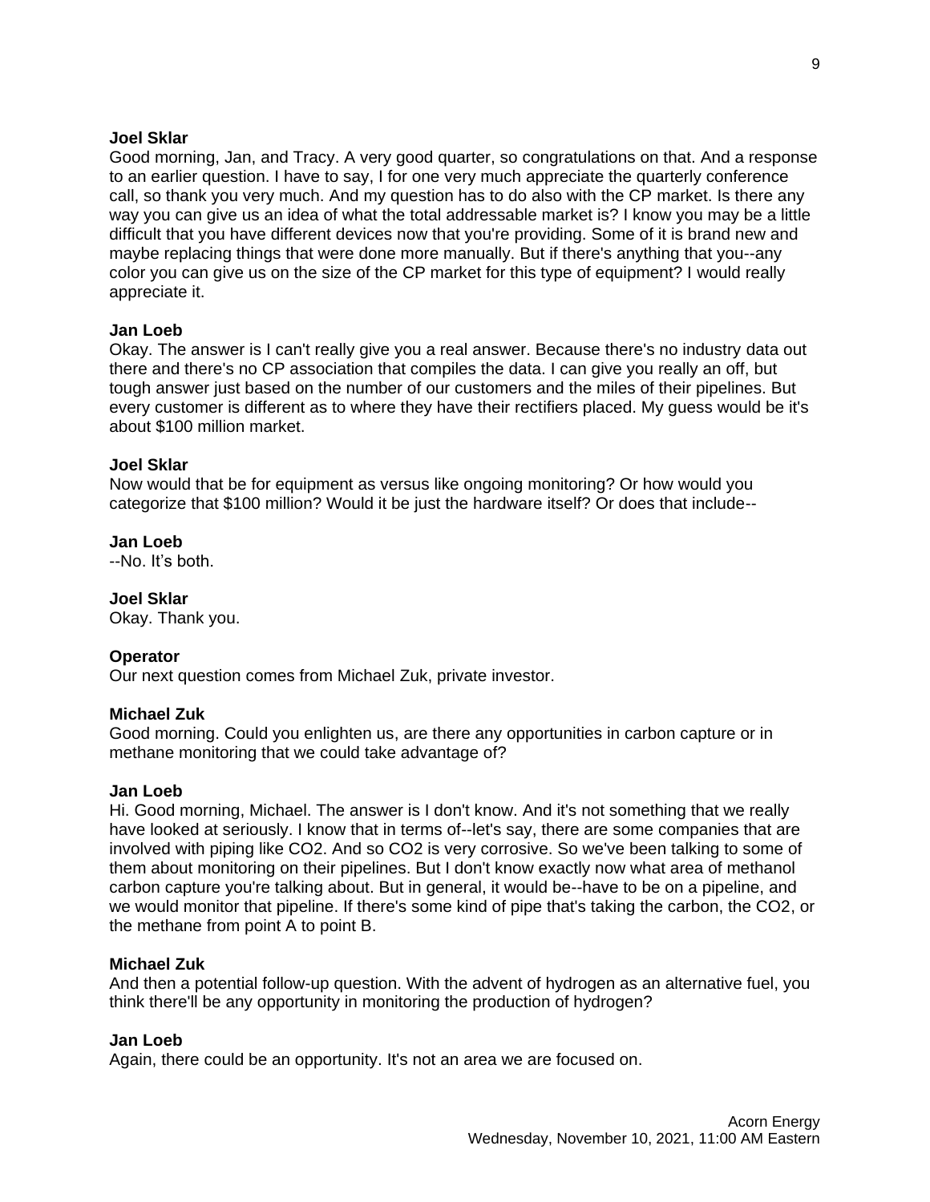**Joel Sklar**
Good morning, Jan, and Tracy. A very good quarter, so congratulations on that. And a response to an earlier question. I have to say, I for one very much appreciate the quarterly conference call, so thank you very much. And my question has to do also with the CP market. Is there any way you can give us an idea of what the total addressable market is? I know you may be a little difficult that you have different devices now that you're providing. Some of it is brand new and maybe replacing things that were done more manually. But if there's anything that you--any color you can give us on the size of the CP market for this type of equipment? I would really appreciate it.

**Jan Loeb**
Okay. The answer is I can't really give you a real answer. Because there's no industry data out there and there's no CP association that compiles the data. I can give you really an off, but tough answer just based on the number of our customers and the miles of their pipelines. But every customer is different as to where they have their rectifiers placed. My guess would be it's about $100 million market.

**Joel Sklar**
Now would that be for equipment as versus like ongoing monitoring? Or how would you categorize that $100 million? Would it be just the hardware itself? Or does that include--

**Jan Loeb**
--No. It's both.

**Joel Sklar**
Okay. Thank you.

**Operator**
Our next question comes from Michael Zuk, private investor.

**Michael Zuk**
Good morning. Could you enlighten us, are there any opportunities in carbon capture or in methane monitoring that we could take advantage of?

**Jan Loeb**
Hi. Good morning, Michael. The answer is I don't know. And it's not something that we really have looked at seriously. I know that in terms of--let's say, there are some companies that are involved with piping like $CO_2$. And so $CO_2$ is very corrosive. So we've been talking to some of them about monitoring on their pipelines. But I don't know exactly now what area of methanol carbon capture you're talking about. But in general, it would be--have to be on a pipeline, and we would monitor that pipeline. If there's some kind of pipe that's taking the carbon, the $CO_2$, or the methane from point A to point B.

**Michael Zuk**
And then a potential follow-up question. With the advent of hydrogen as an alternative fuel, you think there'll be any opportunity in monitoring the production of hydrogen?

**Jan Loeb**
Again, there could be an opportunity. It's not an area we are focused on.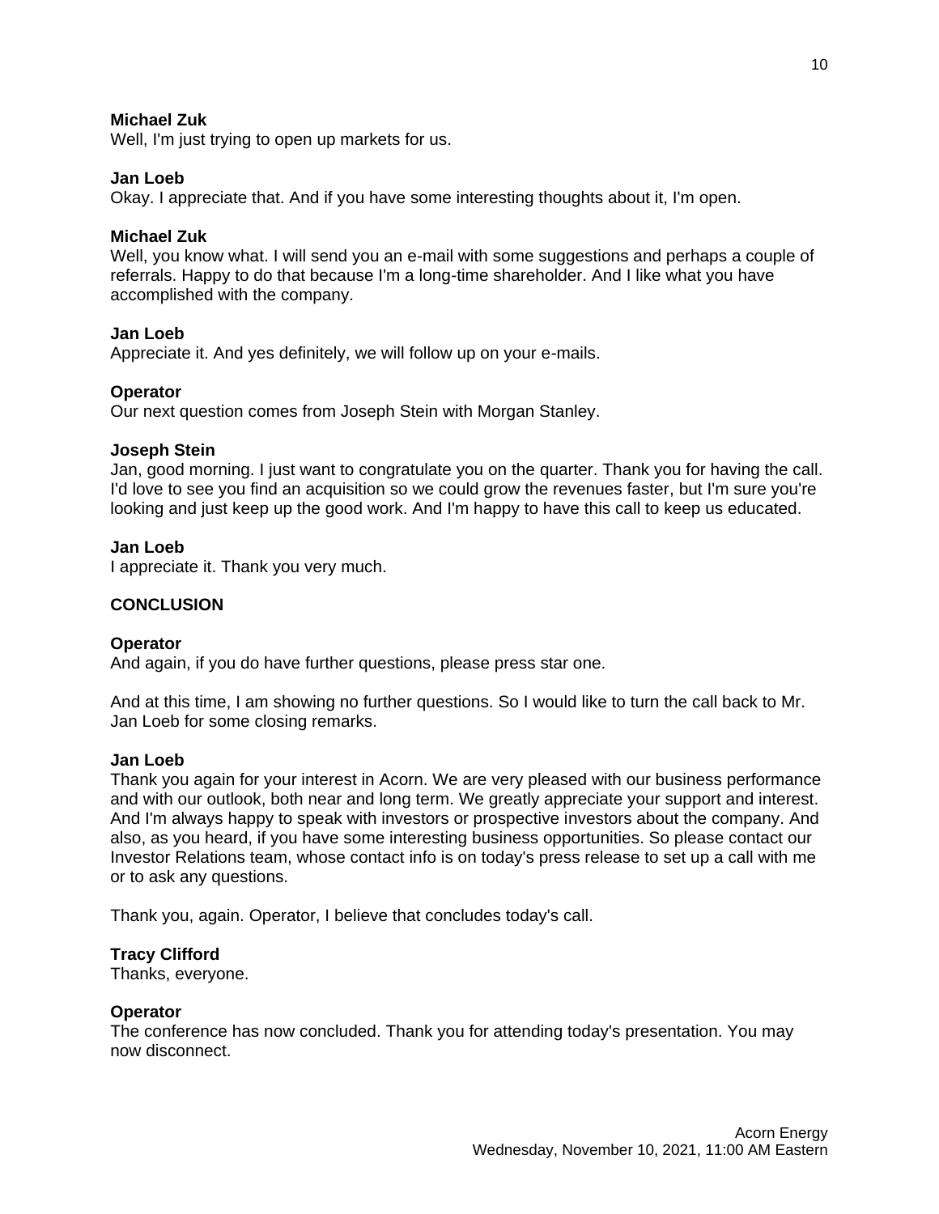**Michael Zuk**
Well, I'm just trying to open up markets for us.

**Jan Loeb**
Okay. I appreciate that. And if you have some interesting thoughts about it, I'm open.

**Michael Zuk**
Well, you know what. I will send you an e-mail with some suggestions and perhaps a couple of referrals. Happy to do that because I'm a long-time shareholder. And I like what you have accomplished with the company.

**Jan Loeb**
Appreciate it. And yes definitely, we will follow up on your e-mails.

**Operator**
Our next question comes from Joseph Stein with Morgan Stanley.

**Joseph Stein**
Jan, good morning. I just want to congratulate you on the quarter. Thank you for having the call. I'd love to see you find an acquisition so we could grow the revenues faster, but I'm sure you're looking and just keep up the good work. And I'm happy to have this call to keep us educated.

**Jan Loeb**
I appreciate it. Thank you very much.

**CONCLUSION**

**Operator**
And again, if you do have further questions, please press star one.

And at this time, I am showing no further questions. So I would like to turn the call back to Mr. Jan Loeb for some closing remarks.

**Jan Loeb**
Thank you again for your interest in Acorn. We are very pleased with our business performance and with our outlook, both near and long term. We greatly appreciate your support and interest. And I'm always happy to speak with investors or prospective investors about the company. And also, as you heard, if you have some interesting business opportunities. So please contact our Investor Relations team, whose contact info is on today's press release to set up a call with me or to ask any questions.

Thank you, again. Operator, I believe that concludes today's call.

**Tracy Clifford**
Thanks, everyone.

**Operator**
The conference has now concluded. Thank you for attending today's presentation. You may now disconnect.